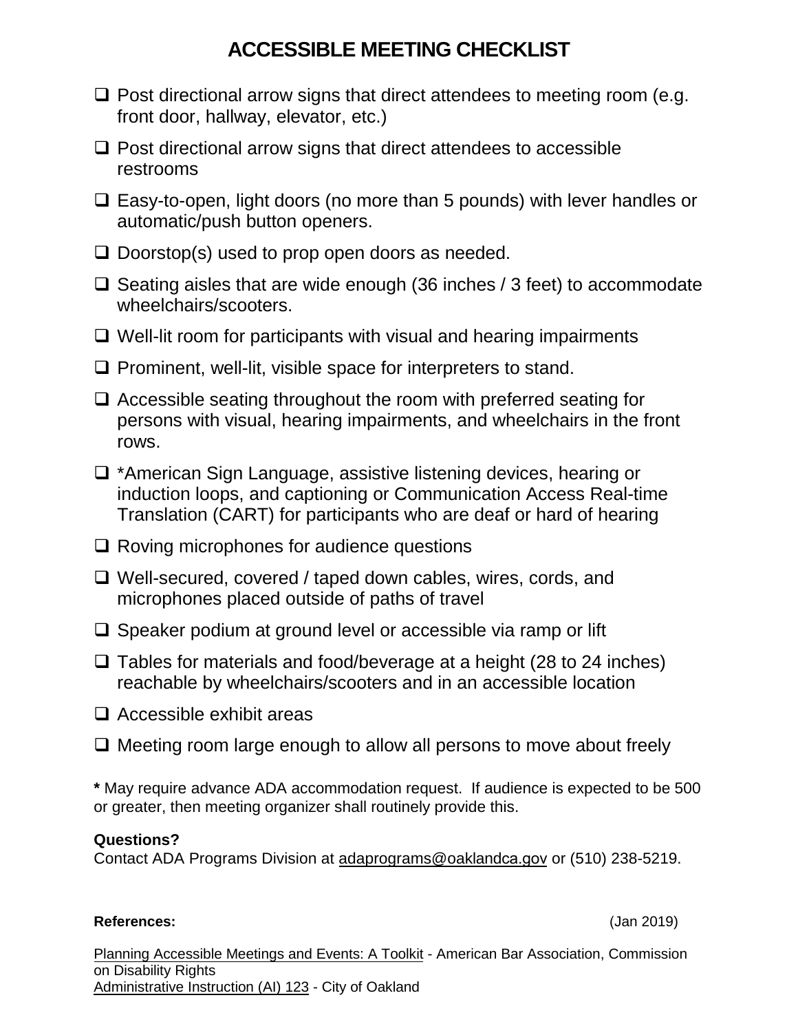# ACCESSIBLE MEETING CHECKLIST

- ☐ Post directional arrow signs that direct attendees to meeting room (e.g. front door, hallway, elevator, etc.)
- ☐ Post directional arrow signs that direct attendees to accessible restrooms
- ☐ Easy-to-open, light doors (no more than 5 pounds) with lever handles or automatic/push button openers.
- ☐ Doorstop(s) used to prop open doors as needed.
- ☐ Seating aisles that are wide enough (36 inches / 3 feet) to accommodate wheelchairs/scooters.
- ☐ Well-lit room for participants with visual and hearing impairments
- ☐ Prominent, well-lit, visible space for interpreters to stand.
- ☐ Accessible seating throughout the room with preferred seating for persons with visual, hearing impairments, and wheelchairs in the front rows.
- ☐ *American Sign Language, assistive listening devices, hearing or induction loops, and captioning or Communication Access Real-time Translation (CART) for participants who are deaf or hard of hearing
- ☐ Roving microphones for audience questions
- ☐ Well-secured, covered / taped down cables, wires, cords, and microphones placed outside of paths of travel
- ☐ Speaker podium at ground level or accessible via ramp or lift
- ☐ Tables for materials and food/beverage at a height (28 to 24 inches) reachable by wheelchairs/scooters and in an accessible location
- ☐ Accessible exhibit areas
- ☐ Meeting room large enough to allow all persons to move about freely

**\*** May require advance ADA accommodation request. If audience is expected to be 500 or greater, then meeting organizer shall routinely provide this.

**Questions?**
Contact ADA Programs Division at adaprograms@oaklandca.gov or (510) 238-5219.

**References:** (Jan 2019)

Planning Accessible Meetings and Events: A Toolkit - American Bar Association, Commission on Disability Rights
Administrative Instruction (AI) 123 - City of Oakland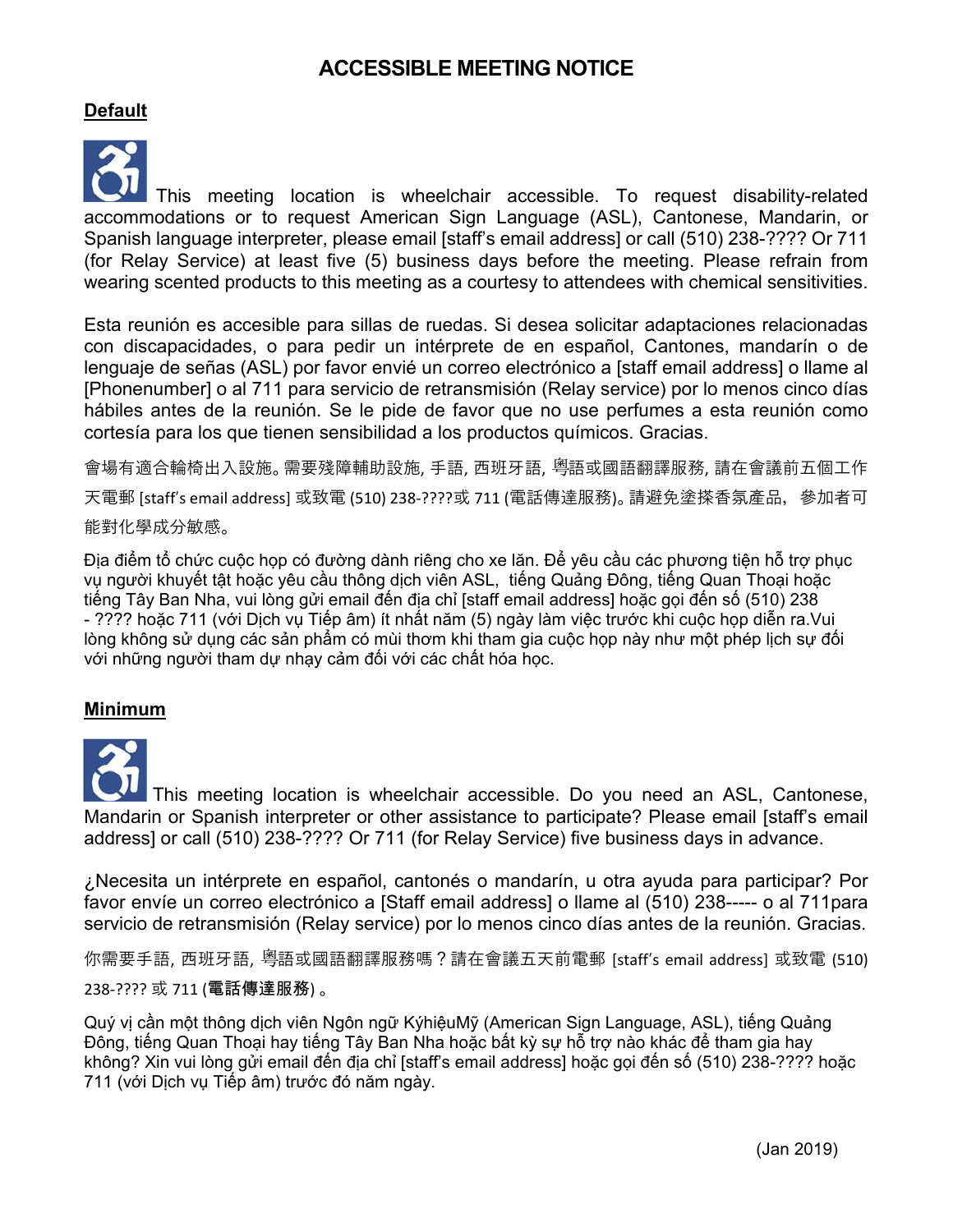# ACCESSIBLE MEETING NOTICE

**Default**

This meeting location is wheelchair accessible. To request disability-related accommodations or to request American Sign Language (ASL), Cantonese, Mandarin, or Spanish language interpreter, please email [staff's email address] or call (510) 238-???? Or 711 (for Relay Service) at least five (5) business days before the meeting. Please refrain from wearing scented products to this meeting as a courtesy to attendees with chemical sensitivities.

Esta reunión es accesible para sillas de ruedas. Si desea solicitar adaptaciones relacionadas con discapacidades, o para pedir un intérprete de en español, Cantones, mandarín o de lenguaje de señas (ASL) por favor envié un correo electrónico a [staff email address] o llame al [Phonenumber] o al 711 para servicio de retransmisión (Relay service) por lo menos cinco días hábiles antes de la reunión. Se le pide de favor que no use perfumes a esta reunión como cortesía para los que tienen sensibilidad a los productos químicos. Gracias.

會場有適合輪椅出入設施。需要殘障輔助設施, 手語, 西班牙語, 粵語或國語翻譯服務, 請在會議前五個工作天電郵 [staff's email address] 或致電 (510) 238-????或 711 (電話傳達服務)。請避免塗搽香氛產品，參加者可能對化學成分敏感。

Địa điểm tổ chức cuộc họp có đường dành riêng cho xe lăn. Để yêu cầu các phương tiện hỗ trợ phục vụ người khuyết tật hoặc yêu cầu thông dịch viên ASL, tiếng Quảng Đông, tiếng Quan Thoại hoặc tiếng Tây Ban Nha, vui lòng gửi email đến địa chỉ [staff email address] hoặc gọi đến số (510) 238 - ???? hoặc 711 (với Dịch vụ Tiếp âm) ít nhất năm (5) ngày làm việc trước khi cuộc họp diễn ra.Vui lòng không sử dụng các sản phẩm có mùi thơm khi tham gia cuộc họp này như một phép lịch sự đối với những người tham dự nhạy cảm đối với các chất hóa học.

**Minimum**

This meeting location is wheelchair accessible. Do you need an ASL, Cantonese, Mandarin or Spanish interpreter or other assistance to participate? Please email [staff's email address] or call (510) 238-???? Or 711 (for Relay Service) five business days in advance.

¿Necesita un intérprete en español, cantonés o mandarín, u otra ayuda para participar? Por favor envíe un correo electrónico a [Staff email address] o llame al (510) 238----- o al 711para servicio de retransmisión (Relay service) por lo menos cinco días antes de la reunión. Gracias.

你需要手語, 西班牙語, 粵語或國語翻譯服務嗎？請在會議五天前電郵 [staff's email address] 或致電 (510) 238-???? 或 711 (**電話傳達服務**)。

Quý vị cần một thông dịch viên Ngôn ngữ KýhiệuMỹ (American Sign Language, ASL), tiếng Quảng Đông, tiếng Quan Thoại hay tiếng Tây Ban Nha hoặc bất kỳ sự hỗ trợ nào khác để tham gia hay không? Xin vui lòng gửi email đến địa chỉ [staff's email address] hoặc gọi đến số (510) 238-???? hoặc 711 (với Dịch vụ Tiếp âm) trước đó năm ngày.

(Jan 2019)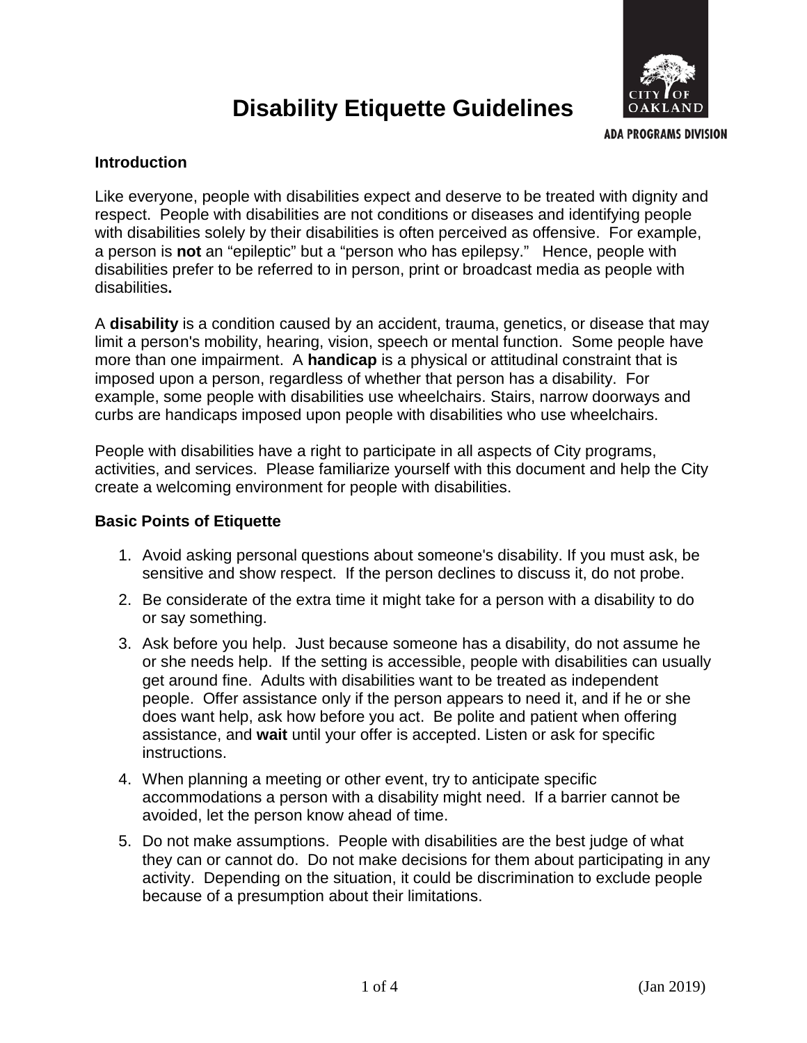# Disability Etiquette Guidelines

ADA PROGRAMS DIVISION

### Introduction

Like everyone, people with disabilities expect and deserve to be treated with dignity and respect. People with disabilities are not conditions or diseases and identifying people with disabilities solely by their disabilities is often perceived as offensive. For example, a person is **not** an "epileptic" but a "person who has epilepsy." Hence, people with disabilities prefer to be referred to in person, print or broadcast media as people with disabilities**.**

A **disability** is a condition caused by an accident, trauma, genetics, or disease that may limit a person's mobility, hearing, vision, speech or mental function. Some people have more than one impairment. A **handicap** is a physical or attitudinal constraint that is imposed upon a person, regardless of whether that person has a disability. For example, some people with disabilities use wheelchairs. Stairs, narrow doorways and curbs are handicaps imposed upon people with disabilities who use wheelchairs.

People with disabilities have a right to participate in all aspects of City programs, activities, and services. Please familiarize yourself with this document and help the City create a welcoming environment for people with disabilities.

### Basic Points of Etiquette

1. Avoid asking personal questions about someone's disability. If you must ask, be sensitive and show respect. If the person declines to discuss it, do not probe.
2. Be considerate of the extra time it might take for a person with a disability to do or say something.
3. Ask before you help. Just because someone has a disability, do not assume he or she needs help. If the setting is accessible, people with disabilities can usually get around fine. Adults with disabilities want to be treated as independent people. Offer assistance only if the person appears to need it, and if he or she does want help, ask how before you act. Be polite and patient when offering assistance, and **wait** until your offer is accepted. Listen or ask for specific instructions.
4. When planning a meeting or other event, try to anticipate specific accommodations a person with a disability might need. If a barrier cannot be avoided, let the person know ahead of time.
5. Do not make assumptions. People with disabilities are the best judge of what they can or cannot do. Do not make decisions for them about participating in any activity. Depending on the situation, it could be discrimination to exclude people because of a presumption about their limitations.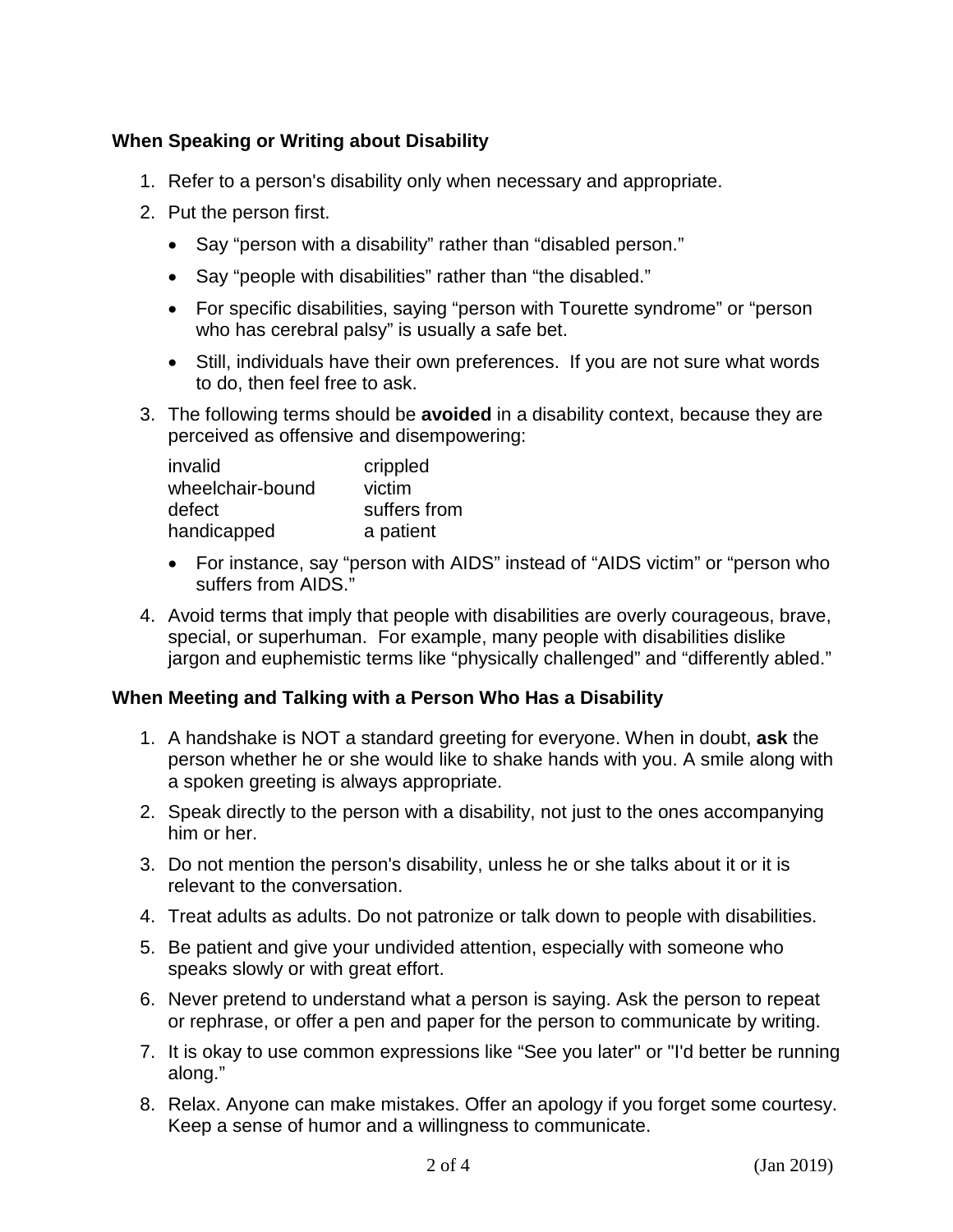### When Speaking or Writing about Disability

1. Refer to a person's disability only when necessary and appropriate.
2. Put the person first.
   - Say "person with a disability" rather than "disabled person."
   - Say "people with disabilities" rather than "the disabled."
   - For specific disabilities, saying "person with Tourette syndrome" or "person who has cerebral palsy" is usually a safe bet.
   - Still, individuals have their own preferences. If you are not sure what words to do, then feel free to ask.
3. The following terms should be **avoided** in a disability context, because they are perceived as offensive and disempowering:

   | | |
   |---|---|
   | invalid | crippled |
   | wheelchair-bound | victim |
   | defect | suffers from |
   | handicapped | a patient |

   - For instance, say "person with AIDS" instead of "AIDS victim" or "person who suffers from AIDS."
4. Avoid terms that imply that people with disabilities are overly courageous, brave, special, or superhuman. For example, many people with disabilities dislike jargon and euphemistic terms like "physically challenged" and "differently abled."

### When Meeting and Talking with a Person Who Has a Disability

1. A handshake is NOT a standard greeting for everyone. When in doubt, **ask** the person whether he or she would like to shake hands with you. A smile along with a spoken greeting is always appropriate.
2. Speak directly to the person with a disability, not just to the ones accompanying him or her.
3. Do not mention the person's disability, unless he or she talks about it or it is relevant to the conversation.
4. Treat adults as adults. Do not patronize or talk down to people with disabilities.
5. Be patient and give your undivided attention, especially with someone who speaks slowly or with great effort.
6. Never pretend to understand what a person is saying. Ask the person to repeat or rephrase, or offer a pen and paper for the person to communicate by writing.
7. It is okay to use common expressions like "See you later" or "I'd better be running along."
8. Relax. Anyone can make mistakes. Offer an apology if you forget some courtesy. Keep a sense of humor and a willingness to communicate.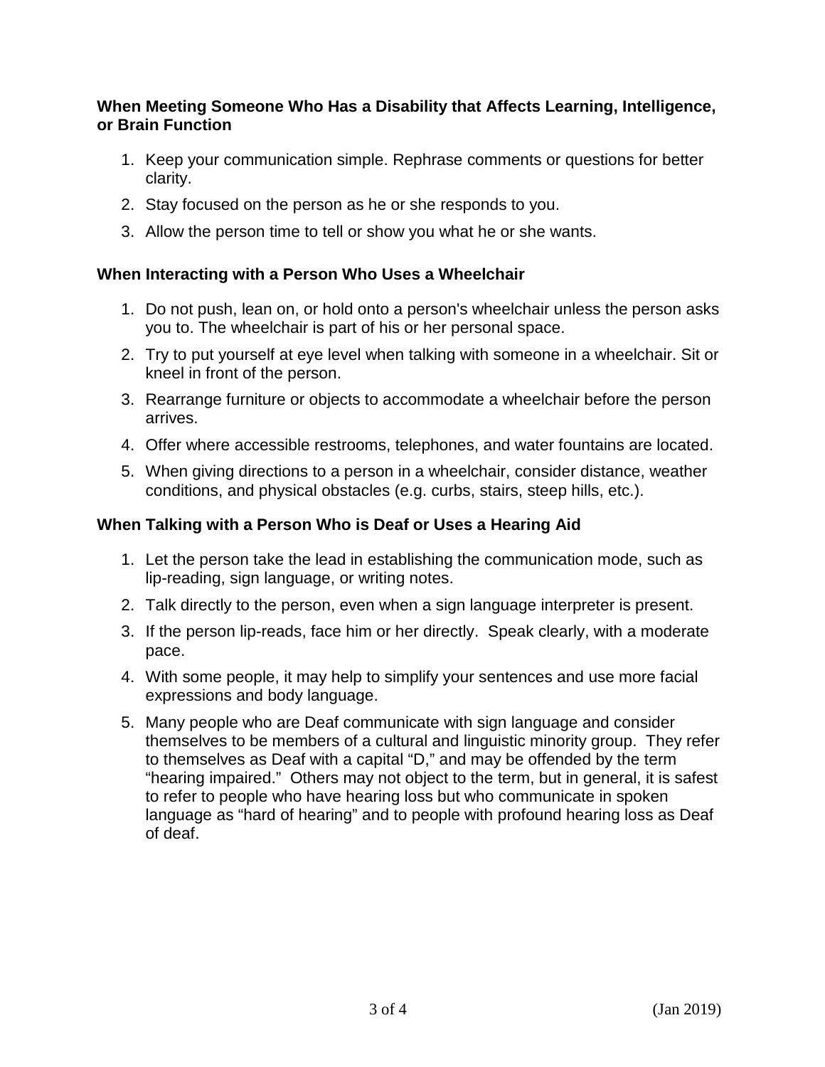**When Meeting Someone Who Has a Disability that Affects Learning, Intelligence, or Brain Function**

1. Keep your communication simple. Rephrase comments or questions for better clarity.
2. Stay focused on the person as he or she responds to you.
3. Allow the person time to tell or show you what he or she wants.

**When Interacting with a Person Who Uses a Wheelchair**

1. Do not push, lean on, or hold onto a person's wheelchair unless the person asks you to. The wheelchair is part of his or her personal space.
2. Try to put yourself at eye level when talking with someone in a wheelchair. Sit or kneel in front of the person.
3. Rearrange furniture or objects to accommodate a wheelchair before the person arrives.
4. Offer where accessible restrooms, telephones, and water fountains are located.
5. When giving directions to a person in a wheelchair, consider distance, weather conditions, and physical obstacles (e.g. curbs, stairs, steep hills, etc.).

**When Talking with a Person Who is Deaf or Uses a Hearing Aid**

1. Let the person take the lead in establishing the communication mode, such as lip-reading, sign language, or writing notes.
2. Talk directly to the person, even when a sign language interpreter is present.
3. If the person lip-reads, face him or her directly. Speak clearly, with a moderate pace.
4. With some people, it may help to simplify your sentences and use more facial expressions and body language.
5. Many people who are Deaf communicate with sign language and consider themselves to be members of a cultural and linguistic minority group. They refer to themselves as Deaf with a capital "D," and may be offended by the term "hearing impaired." Others may not object to the term, but in general, it is safest to refer to people who have hearing loss but who communicate in spoken language as "hard of hearing" and to people with profound hearing loss as Deaf of deaf.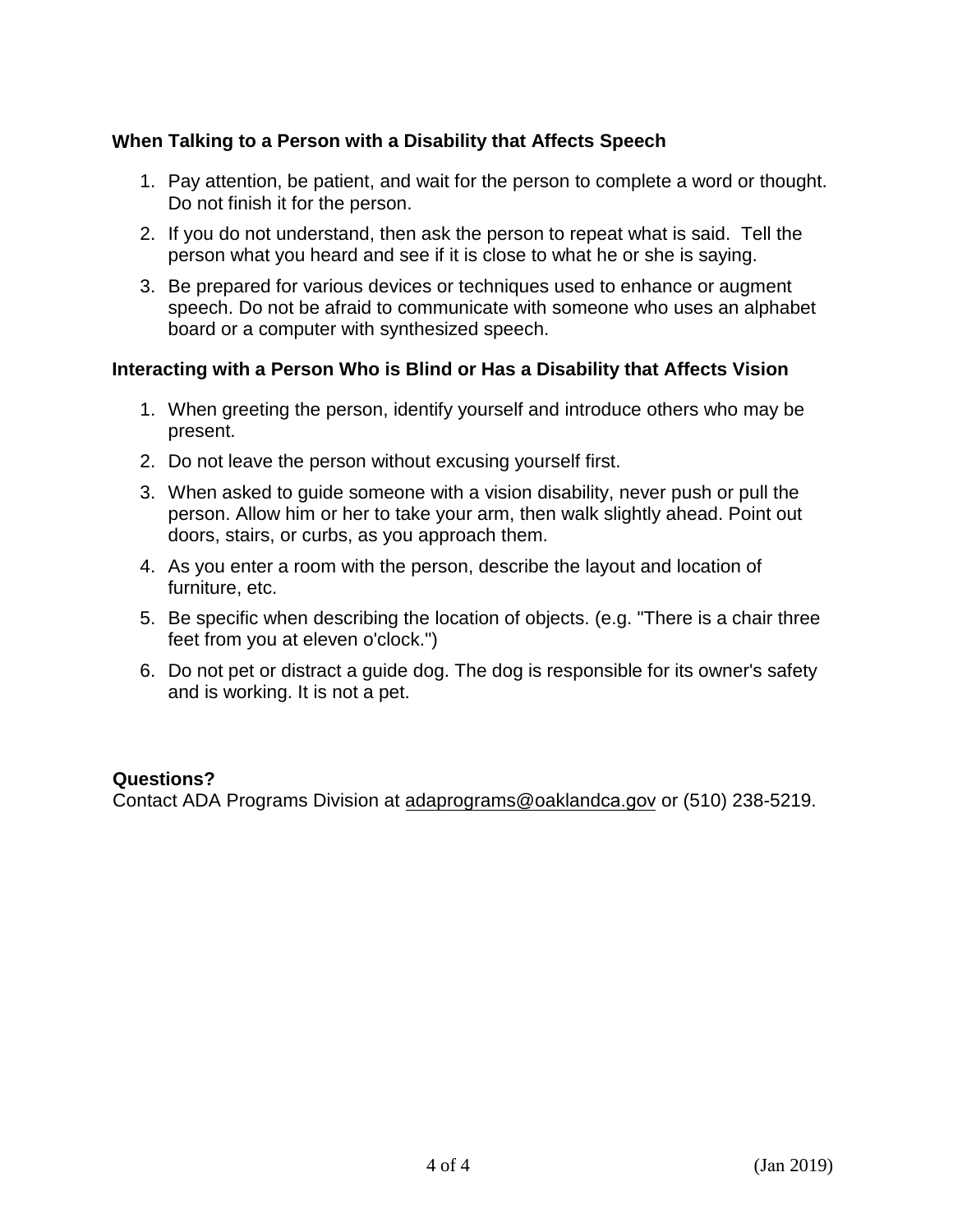### When Talking to a Person with a Disability that Affects Speech

1. Pay attention, be patient, and wait for the person to complete a word or thought. Do not finish it for the person.
2. If you do not understand, then ask the person to repeat what is said. Tell the person what you heard and see if it is close to what he or she is saying.
3. Be prepared for various devices or techniques used to enhance or augment speech. Do not be afraid to communicate with someone who uses an alphabet board or a computer with synthesized speech.

### Interacting with a Person Who is Blind or Has a Disability that Affects Vision

1. When greeting the person, identify yourself and introduce others who may be present.
2. Do not leave the person without excusing yourself first.
3. When asked to guide someone with a vision disability, never push or pull the person. Allow him or her to take your arm, then walk slightly ahead. Point out doors, stairs, or curbs, as you approach them.
4. As you enter a room with the person, describe the layout and location of furniture, etc.
5. Be specific when describing the location of objects. (e.g. "There is a chair three feet from you at eleven o'clock.")
6. Do not pet or distract a guide dog. The dog is responsible for its owner's safety and is working. It is not a pet.

**Questions?**
Contact ADA Programs Division at adaprograms@oaklandca.gov or (510) 238-5219.

(Jan 2019)